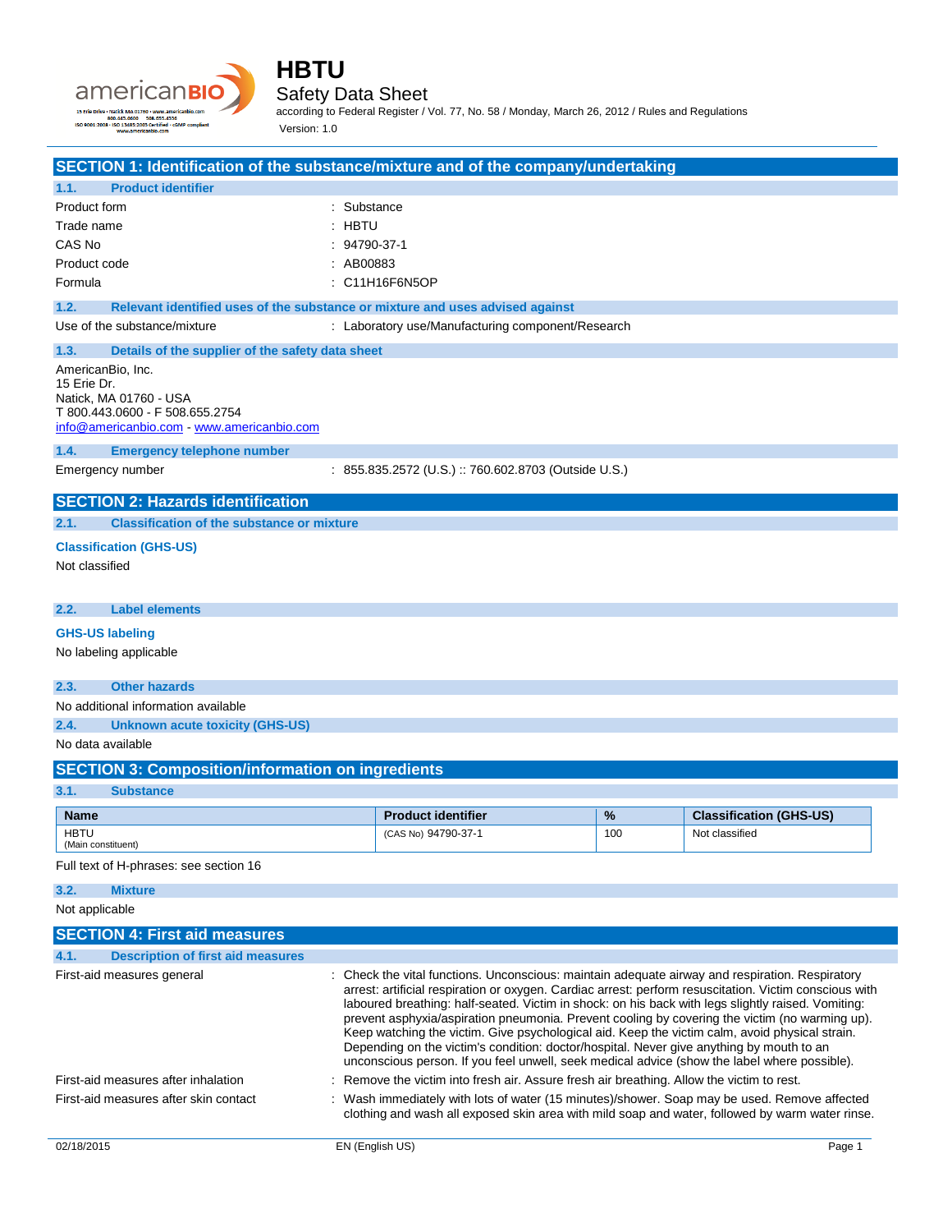# HBTU

## Safety Data Sheet

according to Federal Register / Vol. 77, No. 58 / Monday, March 26, 2012 / Rules and Regulations

Version: 1.0

## SECTION 1: Identification of the substance/mixture and of the company/undertaking

### 1.1. Product identifier

| | |
|---|---|
| Product form | : Substance |
| Trade name | : HBTU |
| CAS No | : 94790-37-1 |
| Product code | : AB00883 |
| Formula | : C11H16F6N5OP |

### 1.2. Relevant identified uses of the substance or mixture and uses advised against

| | |
|---|---|
| Use of the substance/mixture | : Laboratory use/Manufacturing component/Research |

### 1.3. Details of the supplier of the safety data sheet

AmericanBio, Inc.
15 Erie Dr.
Natick, MA 01760 - USA
T 800.443.0600 - F 508.655.2754
info@americanbio.com - www.americanbio.com

### 1.4. Emergency telephone number

| | |
|---|---|
| Emergency number | : 855.835.2572 (U.S.) :: 760.602.8703 (Outside U.S.) |

## SECTION 2: Hazards identification

### 2.1. Classification of the substance or mixture

**Classification (GHS-US)**

Not classified

### 2.2. Label elements

**GHS-US labeling**

No labeling applicable

### 2.3. Other hazards

No additional information available

### 2.4. Unknown acute toxicity (GHS-US)

No data available

## SECTION 3: Composition/information on ingredients

### 3.1. Substance

| Name | Product identifier | % | Classification (GHS-US) |
|---|---|---|---|
| HBTU (Main constituent) | (CAS No) 94790-37-1 | 100 | Not classified |

Full text of H-phrases: see section 16

### 3.2. Mixture

Not applicable

## SECTION 4: First aid measures

### 4.1. Description of first aid measures

| | |
|---|---|
| First-aid measures general | : Check the vital functions. Unconscious: maintain adequate airway and respiration. Respiratory arrest: artificial respiration or oxygen. Cardiac arrest: perform resuscitation. Victim conscious with laboured breathing: half-seated. Victim in shock: on his back with legs slightly raised. Vomiting: prevent asphyxia/aspiration pneumonia. Prevent cooling by covering the victim (no warming up). Keep watching the victim. Give psychological aid. Keep the victim calm, avoid physical strain. Depending on the victim's condition: doctor/hospital. Never give anything by mouth to an unconscious person. If you feel unwell, seek medical advice (show the label where possible). |
| First-aid measures after inhalation | : Remove the victim into fresh air. Assure fresh air breathing. Allow the victim to rest. |
| First-aid measures after skin contact | : Wash immediately with lots of water (15 minutes)/shower. Soap may be used. Remove affected clothing and wash all exposed skin area with mild soap and water, followed by warm water rinse. |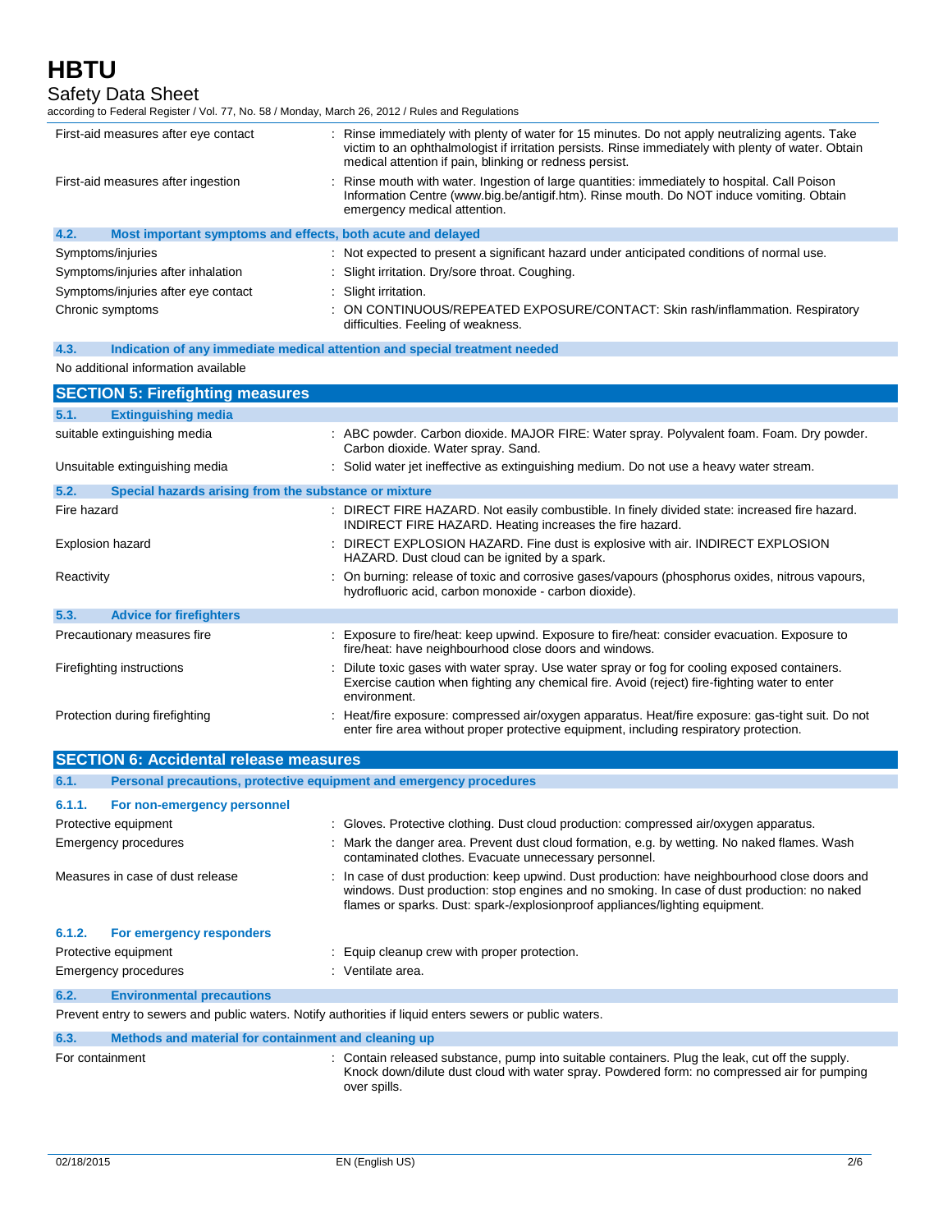| | |
|---|---|
| First-aid measures after eye contact | : Rinse immediately with plenty of water for 15 minutes. Do not apply neutralizing agents. Take victim to an ophthalmologist if irritation persists. Rinse immediately with plenty of water. Obtain medical attention if pain, blinking or redness persist. |
| First-aid measures after ingestion | : Rinse mouth with water. Ingestion of large quantities: immediately to hospital. Call Poison Information Centre (www.big.be/antigif.htm). Rinse mouth. Do NOT induce vomiting. Obtain emergency medical attention. |

### 4.2. Most important symptoms and effects, both acute and delayed

| | |
|---|---|
| Symptoms/injuries | : Not expected to present a significant hazard under anticipated conditions of normal use. |
| Symptoms/injuries after inhalation | : Slight irritation. Dry/sore throat. Coughing. |
| Symptoms/injuries after eye contact | : Slight irritation. |
| Chronic symptoms | : ON CONTINUOUS/REPEATED EXPOSURE/CONTACT: Skin rash/inflammation. Respiratory difficulties. Feeling of weakness. |

### 4.3. Indication of any immediate medical attention and special treatment needed

No additional information available

## SECTION 5: Firefighting measures

### 5.1. Extinguishing media

| | |
|---|---|
| suitable extinguishing media | : ABC powder. Carbon dioxide. MAJOR FIRE: Water spray. Polyvalent foam. Foam. Dry powder. Carbon dioxide. Water spray. Sand. |
| Unsuitable extinguishing media | : Solid water jet ineffective as extinguishing medium. Do not use a heavy water stream. |

### 5.2. Special hazards arising from the substance or mixture

| | |
|---|---|
| Fire hazard | : DIRECT FIRE HAZARD. Not easily combustible. In finely divided state: increased fire hazard. INDIRECT FIRE HAZARD. Heating increases the fire hazard. |
| Explosion hazard | : DIRECT EXPLOSION HAZARD. Fine dust is explosive with air. INDIRECT EXPLOSION HAZARD. Dust cloud can be ignited by a spark. |
| Reactivity | : On burning: release of toxic and corrosive gases/vapours (phosphorus oxides, nitrous vapours, hydrofluoric acid, carbon monoxide - carbon dioxide). |

### 5.3. Advice for firefighters

| | |
|---|---|
| Precautionary measures fire | : Exposure to fire/heat: keep upwind. Exposure to fire/heat: consider evacuation. Exposure to fire/heat: have neighbourhood close doors and windows. |
| Firefighting instructions | : Dilute toxic gases with water spray. Use water spray or fog for cooling exposed containers. Exercise caution when fighting any chemical fire. Avoid (reject) fire-fighting water to enter environment. |
| Protection during firefighting | : Heat/fire exposure: compressed air/oxygen apparatus. Heat/fire exposure: gas-tight suit. Do not enter fire area without proper protective equipment, including respiratory protection. |

## SECTION 6: Accidental release measures

### 6.1. Personal precautions, protective equipment and emergency procedures

#### 6.1.1. For non-emergency personnel

| | |
|---|---|
| Protective equipment | : Gloves. Protective clothing. Dust cloud production: compressed air/oxygen apparatus. |
| Emergency procedures | : Mark the danger area. Prevent dust cloud formation, e.g. by wetting. No naked flames. Wash contaminated clothes. Evacuate unnecessary personnel. |
| Measures in case of dust release | : In case of dust production: keep upwind. Dust production: have neighbourhood close doors and windows. Dust production: stop engines and no smoking. In case of dust production: no naked flames or sparks. Dust: spark-/explosionproof appliances/lighting equipment. |

#### 6.1.2. For emergency responders

| | |
|---|---|
| Protective equipment | : Equip cleanup crew with proper protection. |
| Emergency procedures | : Ventilate area. |

### 6.2. Environmental precautions

Prevent entry to sewers and public waters. Notify authorities if liquid enters sewers or public waters.

### 6.3. Methods and material for containment and cleaning up

| | |
|---|---|
| For containment | : Contain released substance, pump into suitable containers. Plug the leak, cut off the supply. Knock down/dilute dust cloud with water spray. Powdered form: no compressed air for pumping over spills. |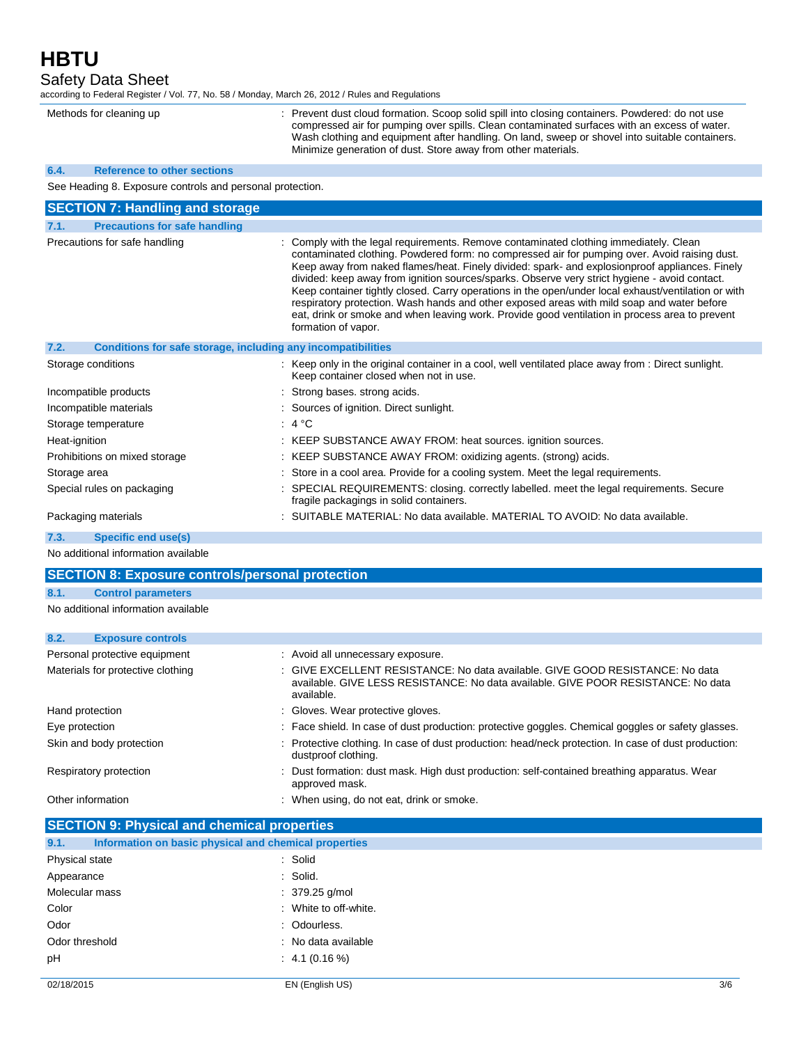| | |
|---|---|
| Methods for cleaning up | : Prevent dust cloud formation. Scoop solid spill into closing containers. Powdered: do not use compressed air for pumping over spills. Clean contaminated surfaces with an excess of water. Wash clothing and equipment after handling. On land, sweep or shovel into suitable containers. Minimize generation of dust. Store away from other materials. |

### 6.4. Reference to other sections

See Heading 8. Exposure controls and personal protection.

## SECTION 7: Handling and storage

### 7.1. Precautions for safe handling

| | |
|---|---|
| Precautions for safe handling | : Comply with the legal requirements. Remove contaminated clothing immediately. Clean contaminated clothing. Powdered form: no compressed air for pumping over. Avoid raising dust. Keep away from naked flames/heat. Finely divided: spark- and explosionproof appliances. Finely divided: keep away from ignition sources/sparks. Observe very strict hygiene - avoid contact. Keep container tightly closed. Carry operations in the open/under local exhaust/ventilation or with respiratory protection. Wash hands and other exposed areas with mild soap and water before eat, drink or smoke and when leaving work. Provide good ventilation in process area to prevent formation of vapor. |

### 7.2. Conditions for safe storage, including any incompatibilities

| | |
|---|---|
| Storage conditions | : Keep only in the original container in a cool, well ventilated place away from : Direct sunlight. Keep container closed when not in use. |
| Incompatible products | : Strong bases. strong acids. |
| Incompatible materials | : Sources of ignition. Direct sunlight. |
| Storage temperature | : 4 °C |
| Heat-ignition | : KEEP SUBSTANCE AWAY FROM: heat sources. ignition sources. |
| Prohibitions on mixed storage | : KEEP SUBSTANCE AWAY FROM: oxidizing agents. (strong) acids. |
| Storage area | : Store in a cool area. Provide for a cooling system. Meet the legal requirements. |
| Special rules on packaging | : SPECIAL REQUIREMENTS: closing. correctly labelled. meet the legal requirements. Secure fragile packagings in solid containers. |
| Packaging materials | : SUITABLE MATERIAL: No data available. MATERIAL TO AVOID: No data available. |

### 7.3. Specific end use(s)

No additional information available

## SECTION 8: Exposure controls/personal protection

### 8.1. Control parameters

No additional information available

### 8.2. Exposure controls

| | |
|---|---|
| Personal protective equipment | : Avoid all unnecessary exposure. |
| Materials for protective clothing | : GIVE EXCELLENT RESISTANCE: No data available. GIVE GOOD RESISTANCE: No data available. GIVE LESS RESISTANCE: No data available. GIVE POOR RESISTANCE: No data available. |
| Hand protection | : Gloves. Wear protective gloves. |
| Eye protection | : Face shield. In case of dust production: protective goggles. Chemical goggles or safety glasses. |
| Skin and body protection | : Protective clothing. In case of dust production: head/neck protection. In case of dust production: dustproof clothing. |
| Respiratory protection | : Dust formation: dust mask. High dust production: self-contained breathing apparatus. Wear approved mask. |
| Other information | : When using, do not eat, drink or smoke. |

## SECTION 9: Physical and chemical properties

### 9.1. Information on basic physical and chemical properties

| | |
|---|---|
| Physical state | : Solid |
| Appearance | : Solid. |
| Molecular mass | : 379.25 g/mol |
| Color | : White to off-white. |
| Odor | : Odourless. |
| Odor threshold | : No data available |
| pH | : 4.1 (0.16 %) |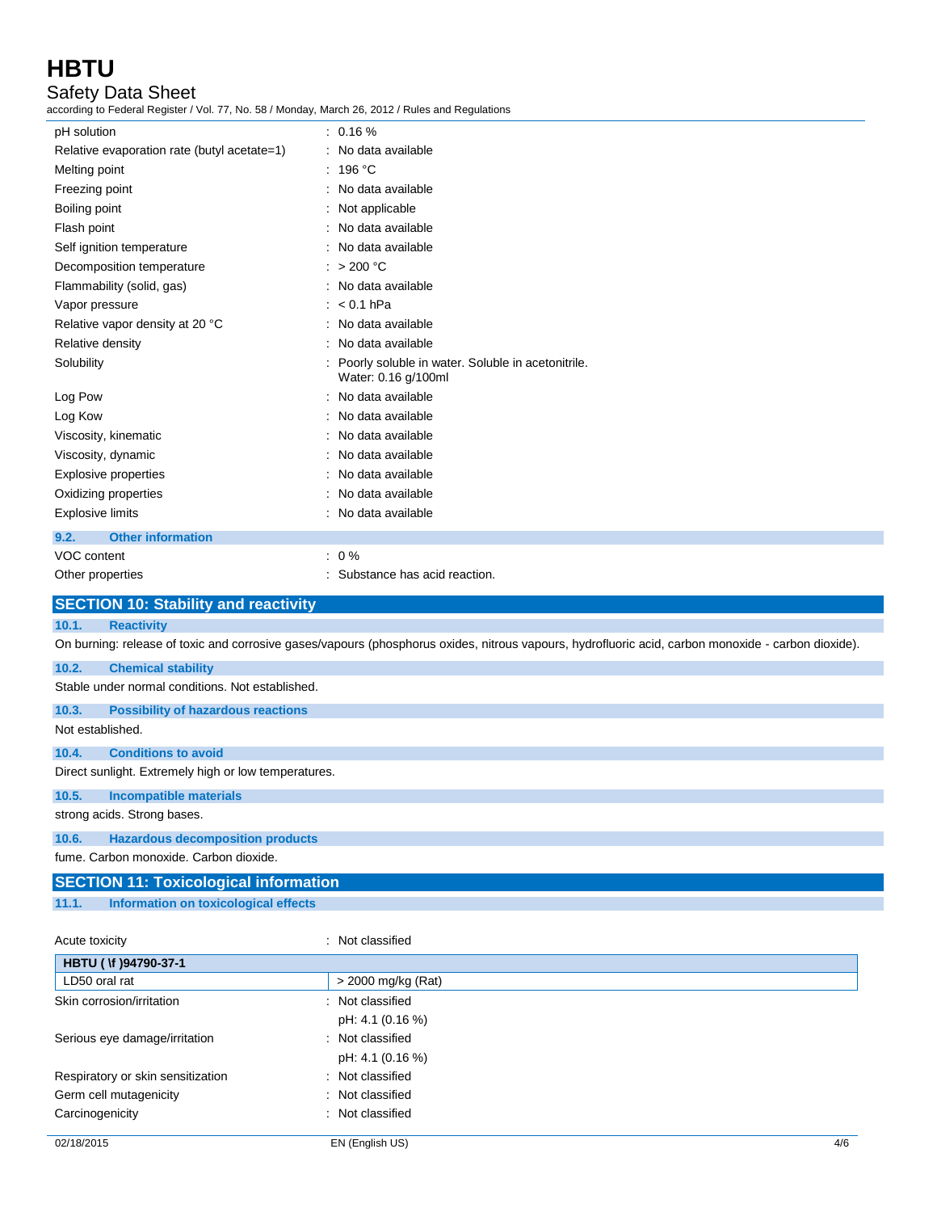| Property | Value |
|---|---|
| pH solution | : 0.16 % |
| Relative evaporation rate (butyl acetate=1) | : No data available |
| Melting point | : 196 °C |
| Freezing point | : No data available |
| Boiling point | : Not applicable |
| Flash point | : No data available |
| Self ignition temperature | : No data available |
| Decomposition temperature | : > 200 °C |
| Flammability (solid, gas) | : No data available |
| Vapor pressure | : < 0.1 hPa |
| Relative vapor density at 20 °C | : No data available |
| Relative density | : No data available |
| Solubility | : Poorly soluble in water. Soluble in acetonitrile. Water: 0.16 g/100ml |
| Log Pow | : No data available |
| Log Kow | : No data available |
| Viscosity, kinematic | : No data available |
| Viscosity, dynamic | : No data available |
| Explosive properties | : No data available |
| Oxidizing properties | : No data available |
| Explosive limits | : No data available |

### 9.2. Other information

| Property | Value |
|---|---|
| VOC content | : 0 % |
| Other properties | : Substance has acid reaction. |

## SECTION 10: Stability and reactivity

### 10.1. Reactivity

On burning: release of toxic and corrosive gases/vapours (phosphorus oxides, nitrous vapours, hydrofluoric acid, carbon monoxide - carbon dioxide).

### 10.2. Chemical stability

Stable under normal conditions. Not established.

### 10.3. Possibility of hazardous reactions

Not established.

### 10.4. Conditions to avoid

Direct sunlight. Extremely high or low temperatures.

### 10.5. Incompatible materials

strong acids. Strong bases.

### 10.6. Hazardous decomposition products

fume. Carbon monoxide. Carbon dioxide.

## SECTION 11: Toxicological information

### 11.1. Information on toxicological effects

Acute toxicity : Not classified

| HBTU ( \f )94790-37-1 | |
|---|---|
| LD50 oral rat | > 2000 mg/kg (Rat) |

| Property | Value |
|---|---|
| Skin corrosion/irritation | : Not classified<br>pH: 4.1 (0.16 %) |
| Serious eye damage/irritation | : Not classified<br>pH: 4.1 (0.16 %) |
| Respiratory or skin sensitization | : Not classified |
| Germ cell mutagenicity | : Not classified |
| Carcinogenicity | : Not classified |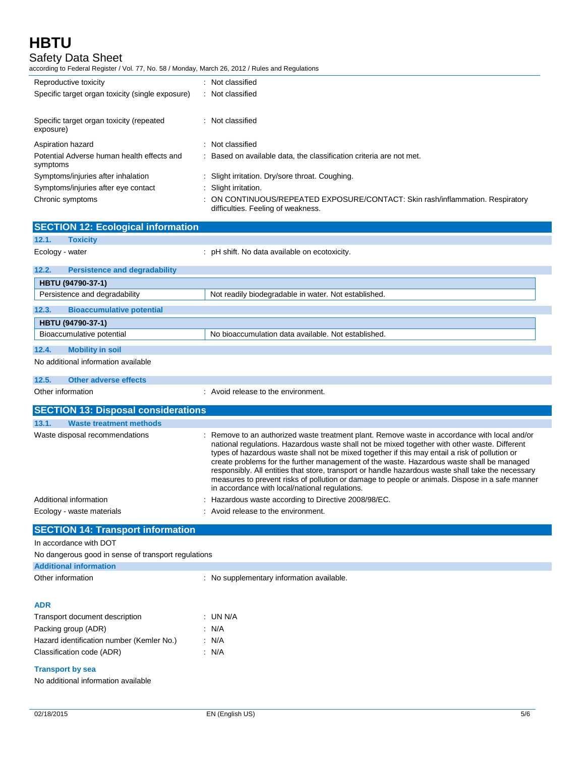| | |
|---|---|
| Reproductive toxicity | : Not classified |
| Specific target organ toxicity (single exposure) | : Not classified |
| Specific target organ toxicity (repeated exposure) | : Not classified |
| Aspiration hazard | : Not classified |
| Potential Adverse human health effects and symptoms | : Based on available data, the classification criteria are not met. |
| Symptoms/injuries after inhalation | : Slight irritation. Dry/sore throat. Coughing. |
| Symptoms/injuries after eye contact | : Slight irritation. |
| Chronic symptoms | : ON CONTINUOUS/REPEATED EXPOSURE/CONTACT: Skin rash/inflammation. Respiratory difficulties. Feeling of weakness. |

## SECTION 12: Ecological information

### 12.1. Toxicity

Ecology - water : pH shift. No data available on ecotoxicity.

### 12.2. Persistence and degradability

| HBTU (94790-37-1) | |
|---|---|
| Persistence and degradability | Not readily biodegradable in water. Not established. |

### 12.3. Bioaccumulative potential

| HBTU (94790-37-1) | |
|---|---|
| Bioaccumulative potential | No bioaccumulation data available. Not established. |

### 12.4. Mobility in soil

No additional information available

### 12.5. Other adverse effects

Other information : Avoid release to the environment.

## SECTION 13: Disposal considerations

### 13.1. Waste treatment methods

| | |
|---|---|
| Waste disposal recommendations | : Remove to an authorized waste treatment plant. Remove waste in accordance with local and/or national regulations. Hazardous waste shall not be mixed together with other waste. Different types of hazardous waste shall not be mixed together if this may entail a risk of pollution or create problems for the further management of the waste. Hazardous waste shall be managed responsibly. All entities that store, transport or handle hazardous waste shall take the necessary measures to prevent risks of pollution or damage to people or animals. Dispose in a safe manner in accordance with local/national regulations. |
| Additional information | : Hazardous waste according to Directive 2008/98/EC. |
| Ecology - waste materials | : Avoid release to the environment. |

## SECTION 14: Transport information

In accordance with DOT

No dangerous good in sense of transport regulations

### Additional information

Other information : No supplementary information available.

### ADR

| | |
|---|---|
| Transport document description | : UN N/A |
| Packing group (ADR) | : N/A |
| Hazard identification number (Kemler No.) | : N/A |
| Classification code (ADR) | : N/A |

### Transport by sea

No additional information available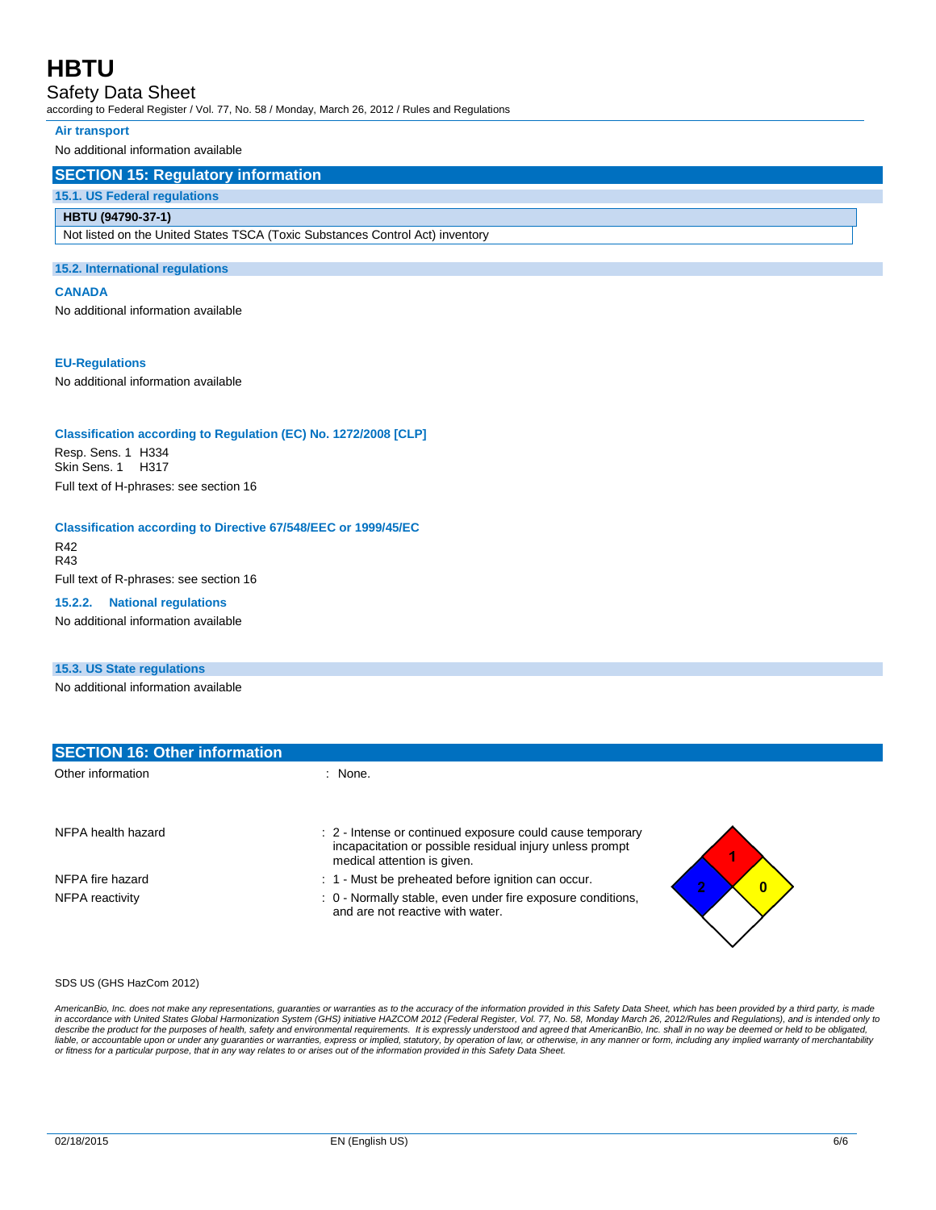#### Air transport

No additional information available

## SECTION 15: Regulatory information

### 15.1. US Federal regulations

| HBTU (94790-37-1) |
| --- |
| Not listed on the United States TSCA (Toxic Substances Control Act) inventory |

### 15.2. International regulations

#### CANADA

No additional information available

#### EU-Regulations

No additional information available

#### Classification according to Regulation (EC) No. 1272/2008 [CLP]

Resp. Sens. 1 H334
Skin Sens. 1 H317

Full text of H-phrases: see section 16

#### Classification according to Directive 67/548/EEC or 1999/45/EC

R42
R43

Full text of R-phrases: see section 16

#### 15.2.2. National regulations

No additional information available

### 15.3. US State regulations

No additional information available

## SECTION 16: Other information

| | |
| --- | --- |
| Other information | : None. |
| NFPA health hazard | : 2 - Intense or continued exposure could cause temporary incapacitation or possible residual injury unless prompt medical attention is given. |
| NFPA fire hazard | : 1 - Must be preheated before ignition can occur. |
| NFPA reactivity | : 0 - Normally stable, even under fire exposure conditions, and are not reactive with water. |

1
2
0

SDS US (GHS HazCom 2012)

*AmericanBio, Inc. does not make any representations, guaranties or warranties as to the accuracy of the information provided in this Safety Data Sheet, which has been provided by a third party, is made in accordance with United States Global Harmonization System (GHS) initiative HAZCOM 2012 (Federal Register, Vol. 77, No. 58, Monday March 26, 2012/Rules and Regulations), and is intended only to describe the product for the purposes of health, safety and environmental requirements. It is expressly understood and agreed that AmericanBio, Inc. shall in no way be deemed or held to be obligated, liable, or accountable upon or under any guaranties or warranties, express or implied, statutory, by operation of law, or otherwise, in any manner or form, including any implied warranty of merchantability or fitness for a particular purpose, that in any way relates to or arises out of the information provided in this Safety Data Sheet.*